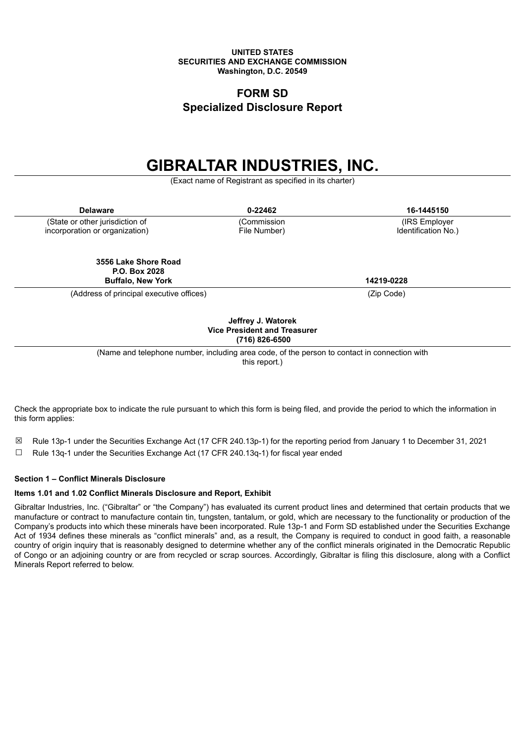**UNITED STATES**
**SECURITIES AND EXCHANGE COMMISSION**
**Washington, D.C. 20549**

# FORM SD
## Specialized Disclosure Report

# GIBRALTAR INDUSTRIES, INC.

(Exact name of Registrant as specified in its charter)

| **Delaware** | **0-22462** | **16-1445150** |
|---|---|---|
| (State or other jurisdiction of incorporation or organization) | (Commission File Number) | (IRS Employer Identification No.) |

| **3556 Lake Shore Road**<br>**P.O. Box 2028**<br>**Buffalo, New York** | **14219-0228** |
|---|---|
| (Address of principal executive offices) | (Zip Code) |

**Jeffrey J. Watorek**
**Vice President and Treasurer**
**(716) 826-6500**

(Name and telephone number, including area code, of the person to contact in connection with this report.)

Check the appropriate box to indicate the rule pursuant to which this form is being filed, and provide the period to which the information in this form applies:

☒ Rule 13p-1 under the Securities Exchange Act (17 CFR 240.13p-1) for the reporting period from January 1 to December 31, 2021

☐ Rule 13q-1 under the Securities Exchange Act (17 CFR 240.13q-1) for fiscal year ended

**Section 1 – Conflict Minerals Disclosure**

**Items 1.01 and 1.02 Conflict Minerals Disclosure and Report, Exhibit**

Gibraltar Industries, Inc. ("Gibraltar" or "the Company") has evaluated its current product lines and determined that certain products that we manufacture or contract to manufacture contain tin, tungsten, tantalum, or gold, which are necessary to the functionality or production of the Company's products into which these minerals have been incorporated. Rule 13p-1 and Form SD established under the Securities Exchange Act of 1934 defines these minerals as "conflict minerals" and, as a result, the Company is required to conduct in good faith, a reasonable country of origin inquiry that is reasonably designed to determine whether any of the conflict minerals originated in the Democratic Republic of Congo or an adjoining country or are from recycled or scrap sources. Accordingly, Gibraltar is filing this disclosure, along with a Conflict Minerals Report referred to below.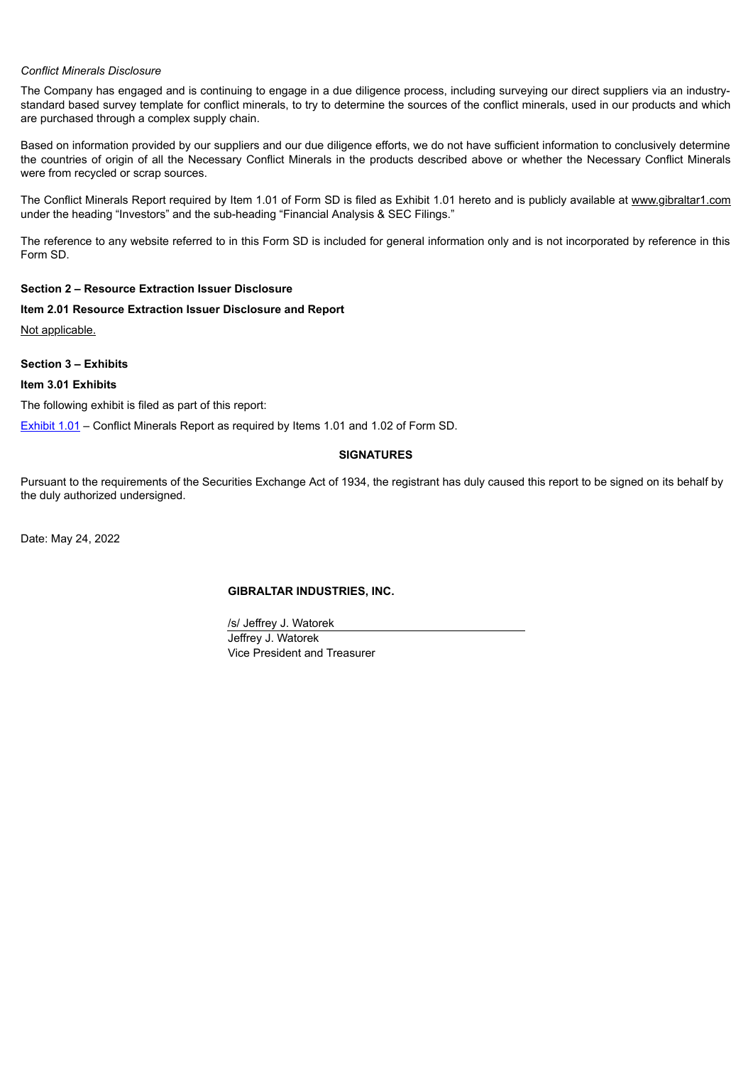*Conflict Minerals Disclosure*

The Company has engaged and is continuing to engage in a due diligence process, including surveying our direct suppliers via an industry-standard based survey template for conflict minerals, to try to determine the sources of the conflict minerals, used in our products and which are purchased through a complex supply chain.

Based on information provided by our suppliers and our due diligence efforts, we do not have sufficient information to conclusively determine the countries of origin of all the Necessary Conflict Minerals in the products described above or whether the Necessary Conflict Minerals were from recycled or scrap sources.

The Conflict Minerals Report required by Item 1.01 of Form SD is filed as Exhibit 1.01 hereto and is publicly available at www.gibraltar1.com under the heading "Investors" and the sub-heading "Financial Analysis & SEC Filings."

The reference to any website referred to in this Form SD is included for general information only and is not incorporated by reference in this Form SD.

**Section 2 – Resource Extraction Issuer Disclosure**

**Item 2.01 Resource Extraction Issuer Disclosure and Report**

Not applicable.

**Section 3 – Exhibits**

**Item 3.01 Exhibits**

The following exhibit is filed as part of this report:

Exhibit 1.01 – Conflict Minerals Report as required by Items 1.01 and 1.02 of Form SD.

**SIGNATURES**

Pursuant to the requirements of the Securities Exchange Act of 1934, the registrant has duly caused this report to be signed on its behalf by the duly authorized undersigned.

Date: May 24, 2022

**GIBRALTAR INDUSTRIES, INC.**

/s/ Jeffrey J. Watorek
Jeffrey J. Watorek
Vice President and Treasurer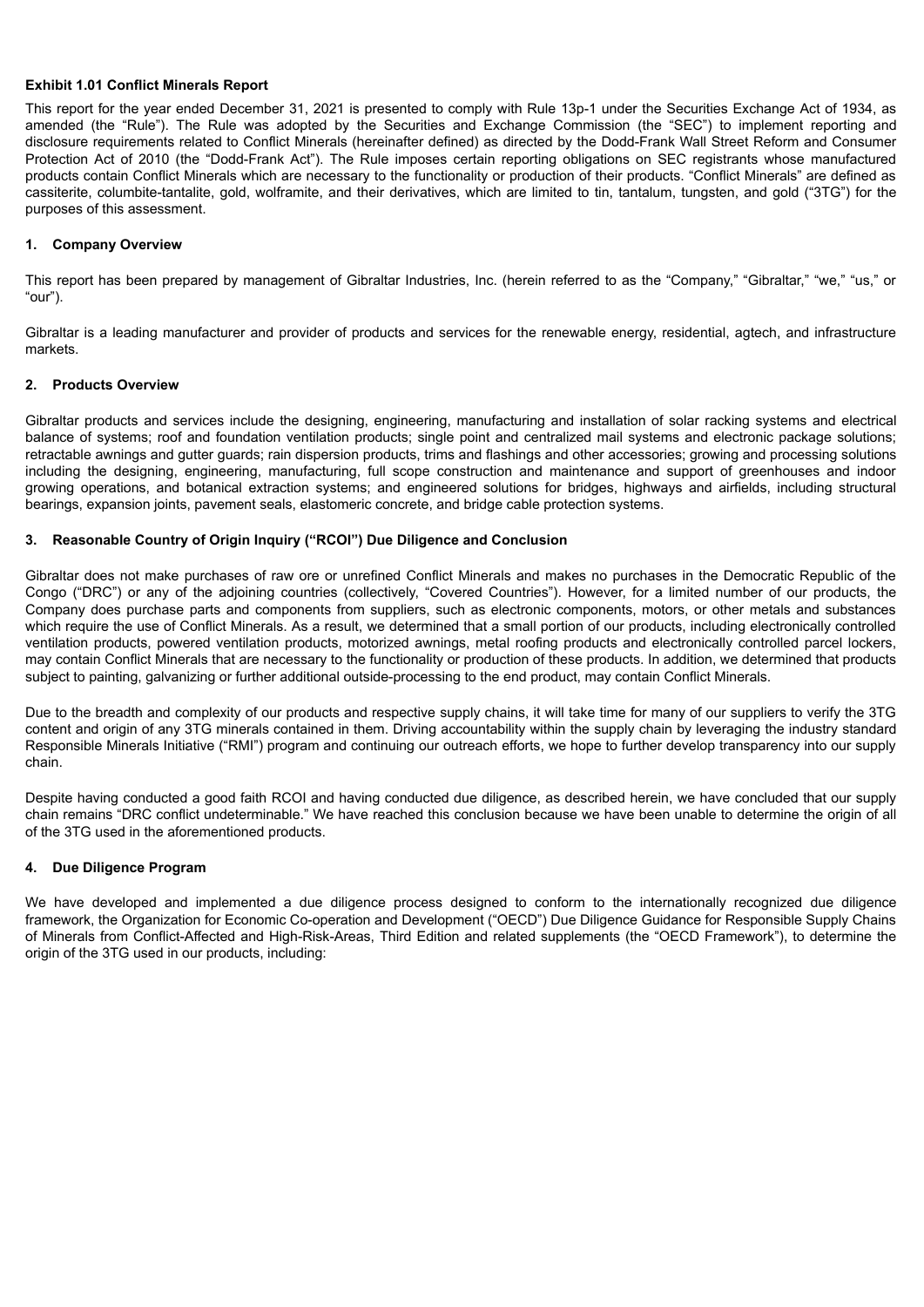**Exhibit 1.01 Conflict Minerals Report**

This report for the year ended December 31, 2021 is presented to comply with Rule 13p-1 under the Securities Exchange Act of 1934, as amended (the "Rule"). The Rule was adopted by the Securities and Exchange Commission (the "SEC") to implement reporting and disclosure requirements related to Conflict Minerals (hereinafter defined) as directed by the Dodd-Frank Wall Street Reform and Consumer Protection Act of 2010 (the "Dodd-Frank Act"). The Rule imposes certain reporting obligations on SEC registrants whose manufactured products contain Conflict Minerals which are necessary to the functionality or production of their products. "Conflict Minerals" are defined as cassiterite, columbite-tantalite, gold, wolframite, and their derivatives, which are limited to tin, tantalum, tungsten, and gold ("3TG") for the purposes of this assessment.

**1. Company Overview**

This report has been prepared by management of Gibraltar Industries, Inc. (herein referred to as the "Company," "Gibraltar," "we," "us," or "our").

Gibraltar is a leading manufacturer and provider of products and services for the renewable energy, residential, agtech, and infrastructure markets.

**2. Products Overview**

Gibraltar products and services include the designing, engineering, manufacturing and installation of solar racking systems and electrical balance of systems; roof and foundation ventilation products; single point and centralized mail systems and electronic package solutions; retractable awnings and gutter guards; rain dispersion products, trims and flashings and other accessories; growing and processing solutions including the designing, engineering, manufacturing, full scope construction and maintenance and support of greenhouses and indoor growing operations, and botanical extraction systems; and engineered solutions for bridges, highways and airfields, including structural bearings, expansion joints, pavement seals, elastomeric concrete, and bridge cable protection systems.

**3. Reasonable Country of Origin Inquiry ("RCOI") Due Diligence and Conclusion**

Gibraltar does not make purchases of raw ore or unrefined Conflict Minerals and makes no purchases in the Democratic Republic of the Congo ("DRC") or any of the adjoining countries (collectively, "Covered Countries"). However, for a limited number of our products, the Company does purchase parts and components from suppliers, such as electronic components, motors, or other metals and substances which require the use of Conflict Minerals. As a result, we determined that a small portion of our products, including electronically controlled ventilation products, powered ventilation products, motorized awnings, metal roofing products and electronically controlled parcel lockers, may contain Conflict Minerals that are necessary to the functionality or production of these products. In addition, we determined that products subject to painting, galvanizing or further additional outside-processing to the end product, may contain Conflict Minerals.

Due to the breadth and complexity of our products and respective supply chains, it will take time for many of our suppliers to verify the 3TG content and origin of any 3TG minerals contained in them. Driving accountability within the supply chain by leveraging the industry standard Responsible Minerals Initiative ("RMI") program and continuing our outreach efforts, we hope to further develop transparency into our supply chain.

Despite having conducted a good faith RCOI and having conducted due diligence, as described herein, we have concluded that our supply chain remains "DRC conflict undeterminable." We have reached this conclusion because we have been unable to determine the origin of all of the 3TG used in the aforementioned products.

**4. Due Diligence Program**

We have developed and implemented a due diligence process designed to conform to the internationally recognized due diligence framework, the Organization for Economic Co-operation and Development ("OECD") Due Diligence Guidance for Responsible Supply Chains of Minerals from Conflict-Affected and High-Risk-Areas, Third Edition and related supplements (the "OECD Framework"), to determine the origin of the 3TG used in our products, including: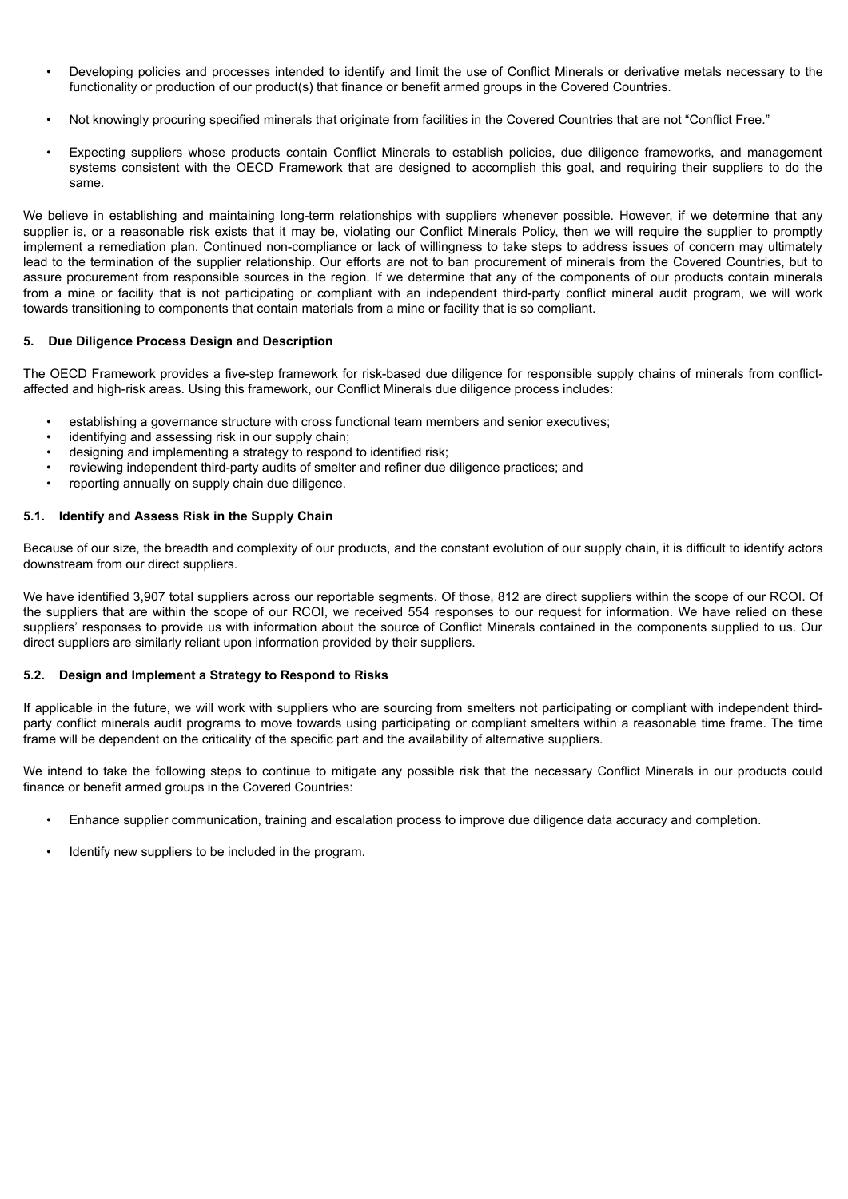- Developing policies and processes intended to identify and limit the use of Conflict Minerals or derivative metals necessary to the functionality or production of our product(s) that finance or benefit armed groups in the Covered Countries.

- Not knowingly procuring specified minerals that originate from facilities in the Covered Countries that are not "Conflict Free."

- Expecting suppliers whose products contain Conflict Minerals to establish policies, due diligence frameworks, and management systems consistent with the OECD Framework that are designed to accomplish this goal, and requiring their suppliers to do the same.

We believe in establishing and maintaining long-term relationships with suppliers whenever possible. However, if we determine that any supplier is, or a reasonable risk exists that it may be, violating our Conflict Minerals Policy, then we will require the supplier to promptly implement a remediation plan. Continued non-compliance or lack of willingness to take steps to address issues of concern may ultimately lead to the termination of the supplier relationship. Our efforts are not to ban procurement of minerals from the Covered Countries, but to assure procurement from responsible sources in the region. If we determine that any of the components of our products contain minerals from a mine or facility that is not participating or compliant with an independent third-party conflict mineral audit program, we will work towards transitioning to components that contain materials from a mine or facility that is so compliant.

## 5. Due Diligence Process Design and Description

The OECD Framework provides a five-step framework for risk-based due diligence for responsible supply chains of minerals from conflict-affected and high-risk areas. Using this framework, our Conflict Minerals due diligence process includes:

- establishing a governance structure with cross functional team members and senior executives;
- identifying and assessing risk in our supply chain;
- designing and implementing a strategy to respond to identified risk;
- reviewing independent third-party audits of smelter and refiner due diligence practices; and
- reporting annually on supply chain due diligence.

### 5.1. Identify and Assess Risk in the Supply Chain

Because of our size, the breadth and complexity of our products, and the constant evolution of our supply chain, it is difficult to identify actors downstream from our direct suppliers.

We have identified 3,907 total suppliers across our reportable segments. Of those, 812 are direct suppliers within the scope of our RCOI. Of the suppliers that are within the scope of our RCOI, we received 554 responses to our request for information. We have relied on these suppliers' responses to provide us with information about the source of Conflict Minerals contained in the components supplied to us. Our direct suppliers are similarly reliant upon information provided by their suppliers.

### 5.2. Design and Implement a Strategy to Respond to Risks

If applicable in the future, we will work with suppliers who are sourcing from smelters not participating or compliant with independent third-party conflict minerals audit programs to move towards using participating or compliant smelters within a reasonable time frame. The time frame will be dependent on the criticality of the specific part and the availability of alternative suppliers.

We intend to take the following steps to continue to mitigate any possible risk that the necessary Conflict Minerals in our products could finance or benefit armed groups in the Covered Countries:

- Enhance supplier communication, training and escalation process to improve due diligence data accuracy and completion.

- Identify new suppliers to be included in the program.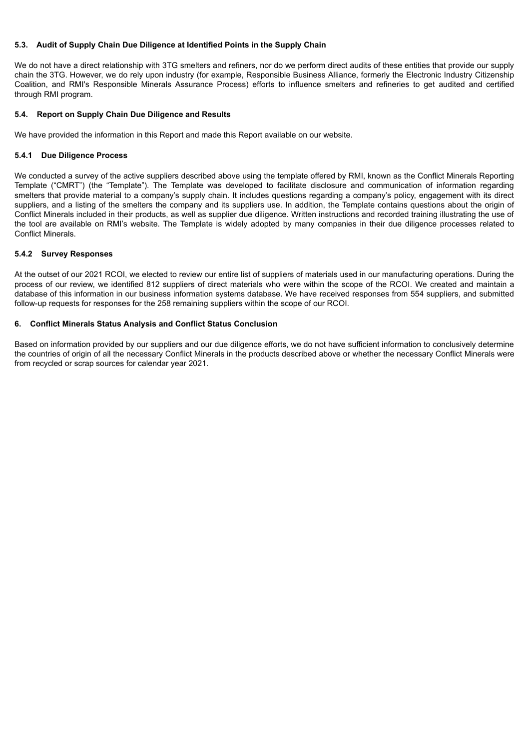### 5.3. Audit of Supply Chain Due Diligence at Identified Points in the Supply Chain

We do not have a direct relationship with 3TG smelters and refiners, nor do we perform direct audits of these entities that provide our supply chain the 3TG. However, we do rely upon industry (for example, Responsible Business Alliance, formerly the Electronic Industry Citizenship Coalition, and RMI's Responsible Minerals Assurance Process) efforts to influence smelters and refineries to get audited and certified through RMI program.

### 5.4. Report on Supply Chain Due Diligence and Results

We have provided the information in this Report and made this Report available on our website.

#### 5.4.1 Due Diligence Process

We conducted a survey of the active suppliers described above using the template offered by RMI, known as the Conflict Minerals Reporting Template ("CMRT") (the "Template"). The Template was developed to facilitate disclosure and communication of information regarding smelters that provide material to a company's supply chain. It includes questions regarding a company's policy, engagement with its direct suppliers, and a listing of the smelters the company and its suppliers use. In addition, the Template contains questions about the origin of Conflict Minerals included in their products, as well as supplier due diligence. Written instructions and recorded training illustrating the use of the tool are available on RMI's website. The Template is widely adopted by many companies in their due diligence processes related to Conflict Minerals.

#### 5.4.2 Survey Responses

At the outset of our 2021 RCOI, we elected to review our entire list of suppliers of materials used in our manufacturing operations. During the process of our review, we identified 812 suppliers of direct materials who were within the scope of the RCOI. We created and maintain a database of this information in our business information systems database. We have received responses from 554 suppliers, and submitted follow-up requests for responses for the 258 remaining suppliers within the scope of our RCOI.

## 6. Conflict Minerals Status Analysis and Conflict Status Conclusion

Based on information provided by our suppliers and our due diligence efforts, we do not have sufficient information to conclusively determine the countries of origin of all the necessary Conflict Minerals in the products described above or whether the necessary Conflict Minerals were from recycled or scrap sources for calendar year 2021.